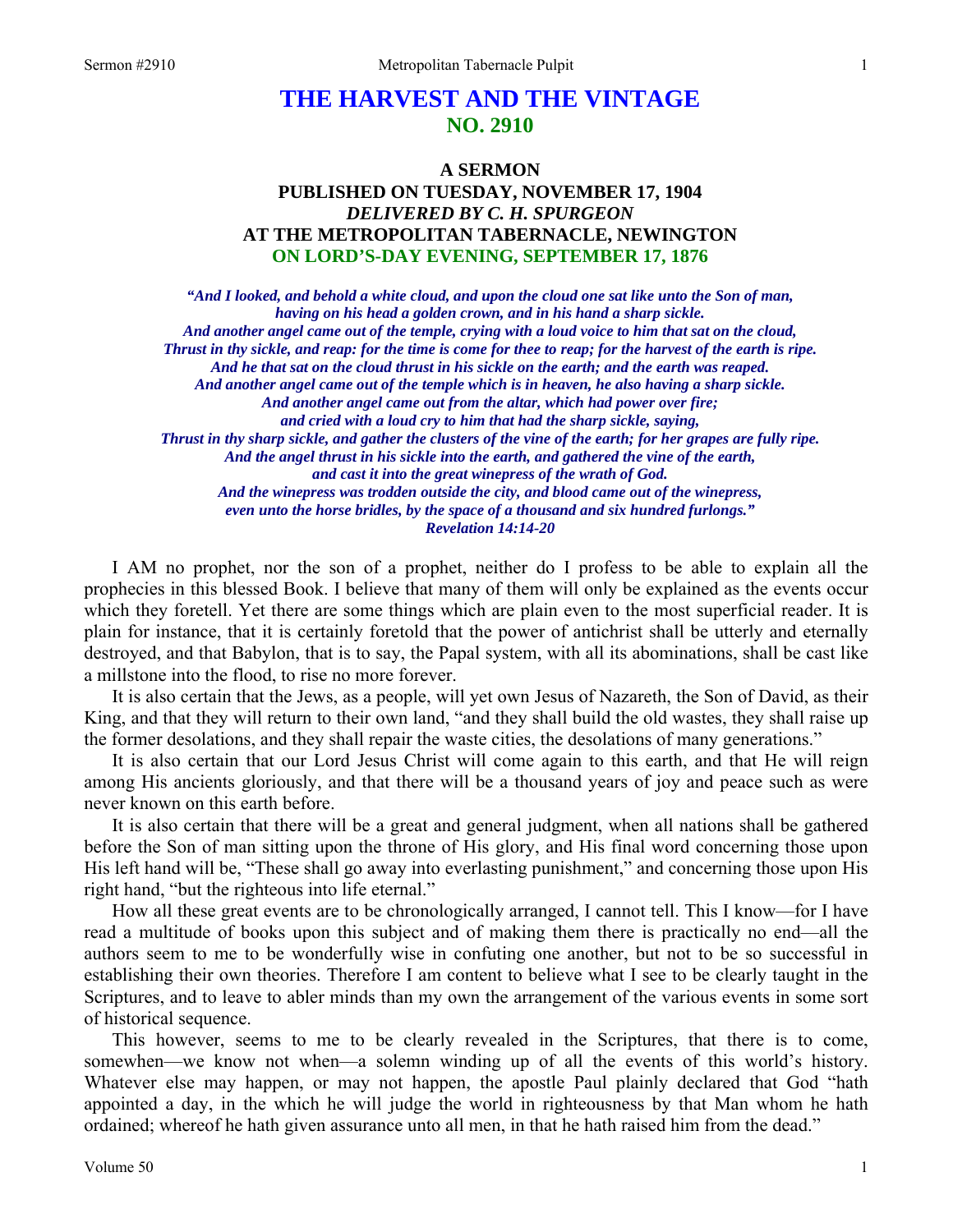# THE HARVEST AND THE VINTAGE
## NO. 2910

### A SERMON
### PUBLISHED ON TUESDAY, NOVEMBER 17, 1904
### *DELIVERED BY C. H. SPURGEON*
### AT THE METROPOLITAN TABERNACLE, NEWINGTON
### ON LORD'S-DAY EVENING, SEPTEMBER 17, 1876

*"And I looked, and behold a white cloud, and upon the cloud one sat like unto the Son of man, having on his head a golden crown, and in his hand a sharp sickle.*
*And another angel came out of the temple, crying with a loud voice to him that sat on the cloud, Thrust in thy sickle, and reap: for the time is come for thee to reap; for the harvest of the earth is ripe.*
*And he that sat on the cloud thrust in his sickle on the earth; and the earth was reaped.*
*And another angel came out of the temple which is in heaven, he also having a sharp sickle.*
*And another angel came out from the altar, which had power over fire; and cried with a loud cry to him that had the sharp sickle, saying,*
*Thrust in thy sharp sickle, and gather the clusters of the vine of the earth; for her grapes are fully ripe.*
*And the angel thrust in his sickle into the earth, and gathered the vine of the earth, and cast it into the great winepress of the wrath of God.*
*And the winepress was trodden outside the city, and blood came out of the winepress, even unto the horse bridles, by the space of a thousand and six hundred furlongs."*
*Revelation 14:14-20*

I AM no prophet, nor the son of a prophet, neither do I profess to be able to explain all the prophecies in this blessed Book. I believe that many of them will only be explained as the events occur which they foretell. Yet there are some things which are plain even to the most superficial reader. It is plain for instance, that it is certainly foretold that the power of antichrist shall be utterly and eternally destroyed, and that Babylon, that is to say, the Papal system, with all its abominations, shall be cast like a millstone into the flood, to rise no more forever.

It is also certain that the Jews, as a people, will yet own Jesus of Nazareth, the Son of David, as their King, and that they will return to their own land, "and they shall build the old wastes, they shall raise up the former desolations, and they shall repair the waste cities, the desolations of many generations."

It is also certain that our Lord Jesus Christ will come again to this earth, and that He will reign among His ancients gloriously, and that there will be a thousand years of joy and peace such as were never known on this earth before.

It is also certain that there will be a great and general judgment, when all nations shall be gathered before the Son of man sitting upon the throne of His glory, and His final word concerning those upon His left hand will be, "These shall go away into everlasting punishment," and concerning those upon His right hand, "but the righteous into life eternal."

How all these great events are to be chronologically arranged, I cannot tell. This I know—for I have read a multitude of books upon this subject and of making them there is practically no end—all the authors seem to me to be wonderfully wise in confuting one another, but not to be so successful in establishing their own theories. Therefore I am content to believe what I see to be clearly taught in the Scriptures, and to leave to abler minds than my own the arrangement of the various events in some sort of historical sequence.

This however, seems to me to be clearly revealed in the Scriptures, that there is to come, somewhen—we know not when—a solemn winding up of all the events of this world's history. Whatever else may happen, or may not happen, the apostle Paul plainly declared that God "hath appointed a day, in the which he will judge the world in righteousness by that Man whom he hath ordained; whereof he hath given assurance unto all men, in that he hath raised him from the dead."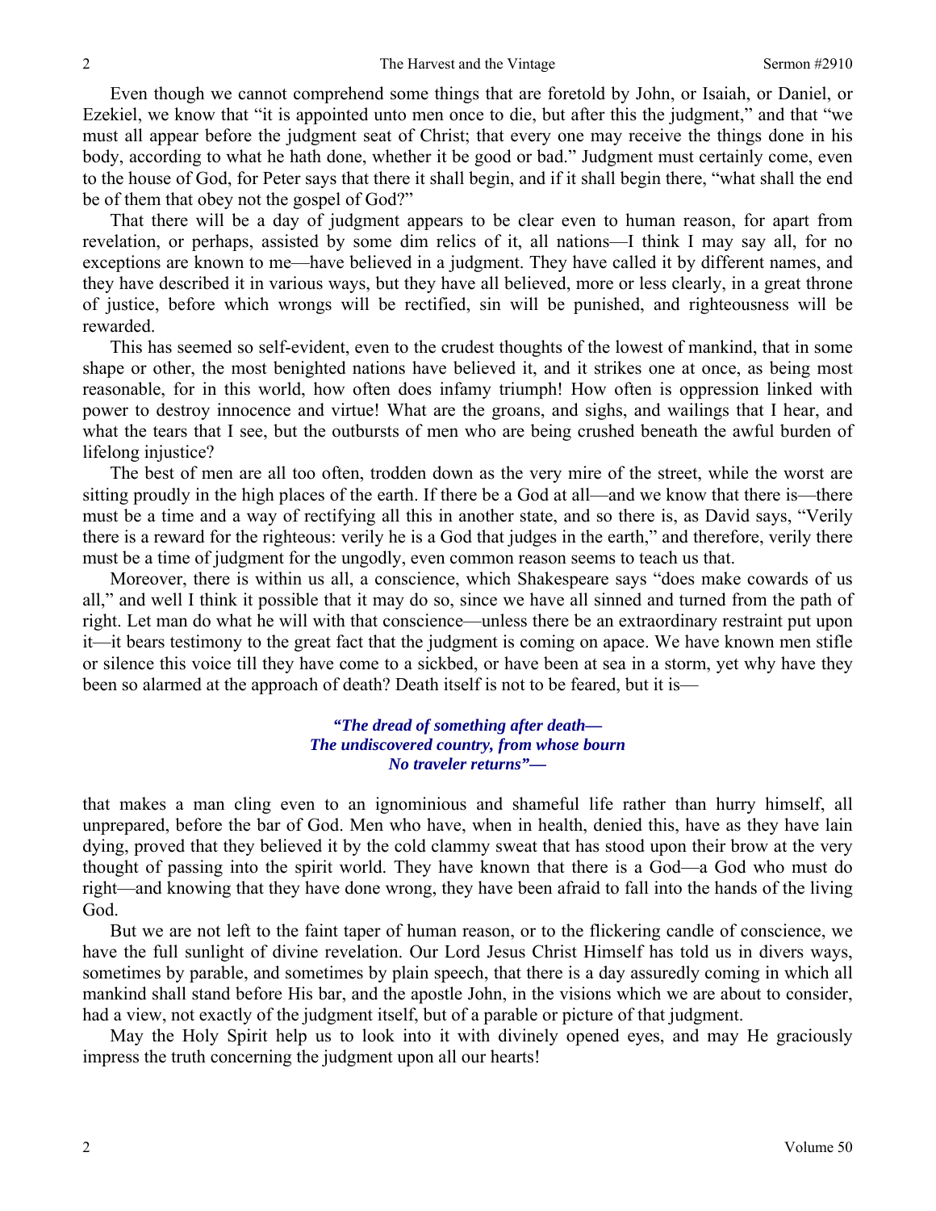Even though we cannot comprehend some things that are foretold by John, or Isaiah, or Daniel, or Ezekiel, we know that "it is appointed unto men once to die, but after this the judgment," and that "we must all appear before the judgment seat of Christ; that every one may receive the things done in his body, according to what he hath done, whether it be good or bad." Judgment must certainly come, even to the house of God, for Peter says that there it shall begin, and if it shall begin there, "what shall the end be of them that obey not the gospel of God?"

That there will be a day of judgment appears to be clear even to human reason, for apart from revelation, or perhaps, assisted by some dim relics of it, all nations—I think I may say all, for no exceptions are known to me—have believed in a judgment. They have called it by different names, and they have described it in various ways, but they have all believed, more or less clearly, in a great throne of justice, before which wrongs will be rectified, sin will be punished, and righteousness will be rewarded.

This has seemed so self-evident, even to the crudest thoughts of the lowest of mankind, that in some shape or other, the most benighted nations have believed it, and it strikes one at once, as being most reasonable, for in this world, how often does infamy triumph! How often is oppression linked with power to destroy innocence and virtue! What are the groans, and sighs, and wailings that I hear, and what the tears that I see, but the outbursts of men who are being crushed beneath the awful burden of lifelong injustice?

The best of men are all too often, trodden down as the very mire of the street, while the worst are sitting proudly in the high places of the earth. If there be a God at all—and we know that there is—there must be a time and a way of rectifying all this in another state, and so there is, as David says, "Verily there is a reward for the righteous: verily he is a God that judges in the earth," and therefore, verily there must be a time of judgment for the ungodly, even common reason seems to teach us that.

Moreover, there is within us all, a conscience, which Shakespeare says "does make cowards of us all," and well I think it possible that it may do so, since we have all sinned and turned from the path of right. Let man do what he will with that conscience—unless there be an extraordinary restraint put upon it—it bears testimony to the great fact that the judgment is coming on apace. We have known men stifle or silence this voice till they have come to a sickbed, or have been at sea in a storm, yet why have they been so alarmed at the approach of death? Death itself is not to be feared, but it is—

> *"The dread of something after death—*
> *The undiscovered country, from whose bourn*
> *No traveler returns"—*

that makes a man cling even to an ignominious and shameful life rather than hurry himself, all unprepared, before the bar of God. Men who have, when in health, denied this, have as they have lain dying, proved that they believed it by the cold clammy sweat that has stood upon their brow at the very thought of passing into the spirit world. They have known that there is a God—a God who must do right—and knowing that they have done wrong, they have been afraid to fall into the hands of the living God.

But we are not left to the faint taper of human reason, or to the flickering candle of conscience, we have the full sunlight of divine revelation. Our Lord Jesus Christ Himself has told us in divers ways, sometimes by parable, and sometimes by plain speech, that there is a day assuredly coming in which all mankind shall stand before His bar, and the apostle John, in the visions which we are about to consider, had a view, not exactly of the judgment itself, but of a parable or picture of that judgment.

May the Holy Spirit help us to look into it with divinely opened eyes, and may He graciously impress the truth concerning the judgment upon all our hearts!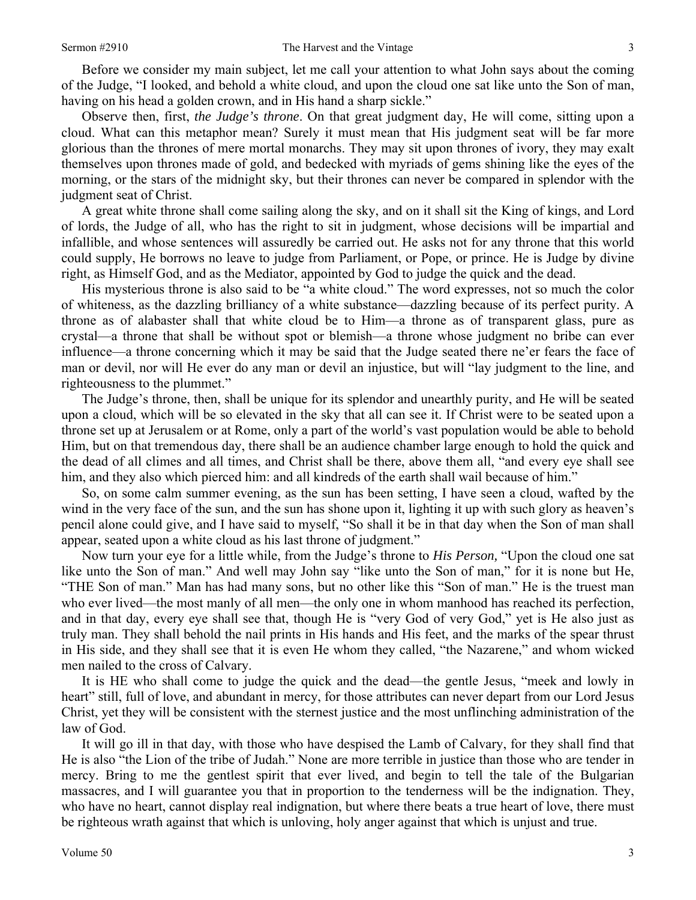Before we consider my main subject, let me call your attention to what John says about the coming of the Judge, "I looked, and behold a white cloud, and upon the cloud one sat like unto the Son of man, having on his head a golden crown, and in His hand a sharp sickle."

Observe then, first, *the Judge's throne*. On that great judgment day, He will come, sitting upon a cloud. What can this metaphor mean? Surely it must mean that His judgment seat will be far more glorious than the thrones of mere mortal monarchs. They may sit upon thrones of ivory, they may exalt themselves upon thrones made of gold, and bedecked with myriads of gems shining like the eyes of the morning, or the stars of the midnight sky, but their thrones can never be compared in splendor with the judgment seat of Christ.

A great white throne shall come sailing along the sky, and on it shall sit the King of kings, and Lord of lords, the Judge of all, who has the right to sit in judgment, whose decisions will be impartial and infallible, and whose sentences will assuredly be carried out. He asks not for any throne that this world could supply, He borrows no leave to judge from Parliament, or Pope, or prince. He is Judge by divine right, as Himself God, and as the Mediator, appointed by God to judge the quick and the dead.

His mysterious throne is also said to be "a white cloud." The word expresses, not so much the color of whiteness, as the dazzling brilliancy of a white substance—dazzling because of its perfect purity. A throne as of alabaster shall that white cloud be to Him—a throne as of transparent glass, pure as crystal—a throne that shall be without spot or blemish—a throne whose judgment no bribe can ever influence—a throne concerning which it may be said that the Judge seated there ne'er fears the face of man or devil, nor will He ever do any man or devil an injustice, but will "lay judgment to the line, and righteousness to the plummet."

The Judge's throne, then, shall be unique for its splendor and unearthly purity, and He will be seated upon a cloud, which will be so elevated in the sky that all can see it. If Christ were to be seated upon a throne set up at Jerusalem or at Rome, only a part of the world's vast population would be able to behold Him, but on that tremendous day, there shall be an audience chamber large enough to hold the quick and the dead of all climes and all times, and Christ shall be there, above them all, "and every eye shall see him, and they also which pierced him: and all kindreds of the earth shall wail because of him."

So, on some calm summer evening, as the sun has been setting, I have seen a cloud, wafted by the wind in the very face of the sun, and the sun has shone upon it, lighting it up with such glory as heaven's pencil alone could give, and I have said to myself, "So shall it be in that day when the Son of man shall appear, seated upon a white cloud as his last throne of judgment."

Now turn your eye for a little while, from the Judge's throne to *His Person,* "Upon the cloud one sat like unto the Son of man." And well may John say "like unto the Son of man," for it is none but He, "THE Son of man." Man has had many sons, but no other like this "Son of man." He is the truest man who ever lived—the most manly of all men—the only one in whom manhood has reached its perfection, and in that day, every eye shall see that, though He is "very God of very God," yet is He also just as truly man. They shall behold the nail prints in His hands and His feet, and the marks of the spear thrust in His side, and they shall see that it is even He whom they called, "the Nazarene," and whom wicked men nailed to the cross of Calvary.

It is HE who shall come to judge the quick and the dead—the gentle Jesus, "meek and lowly in heart" still, full of love, and abundant in mercy, for those attributes can never depart from our Lord Jesus Christ, yet they will be consistent with the sternest justice and the most unflinching administration of the law of God.

It will go ill in that day, with those who have despised the Lamb of Calvary, for they shall find that He is also "the Lion of the tribe of Judah." None are more terrible in justice than those who are tender in mercy. Bring to me the gentlest spirit that ever lived, and begin to tell the tale of the Bulgarian massacres, and I will guarantee you that in proportion to the tenderness will be the indignation. They, who have no heart, cannot display real indignation, but where there beats a true heart of love, there must be righteous wrath against that which is unloving, holy anger against that which is unjust and true.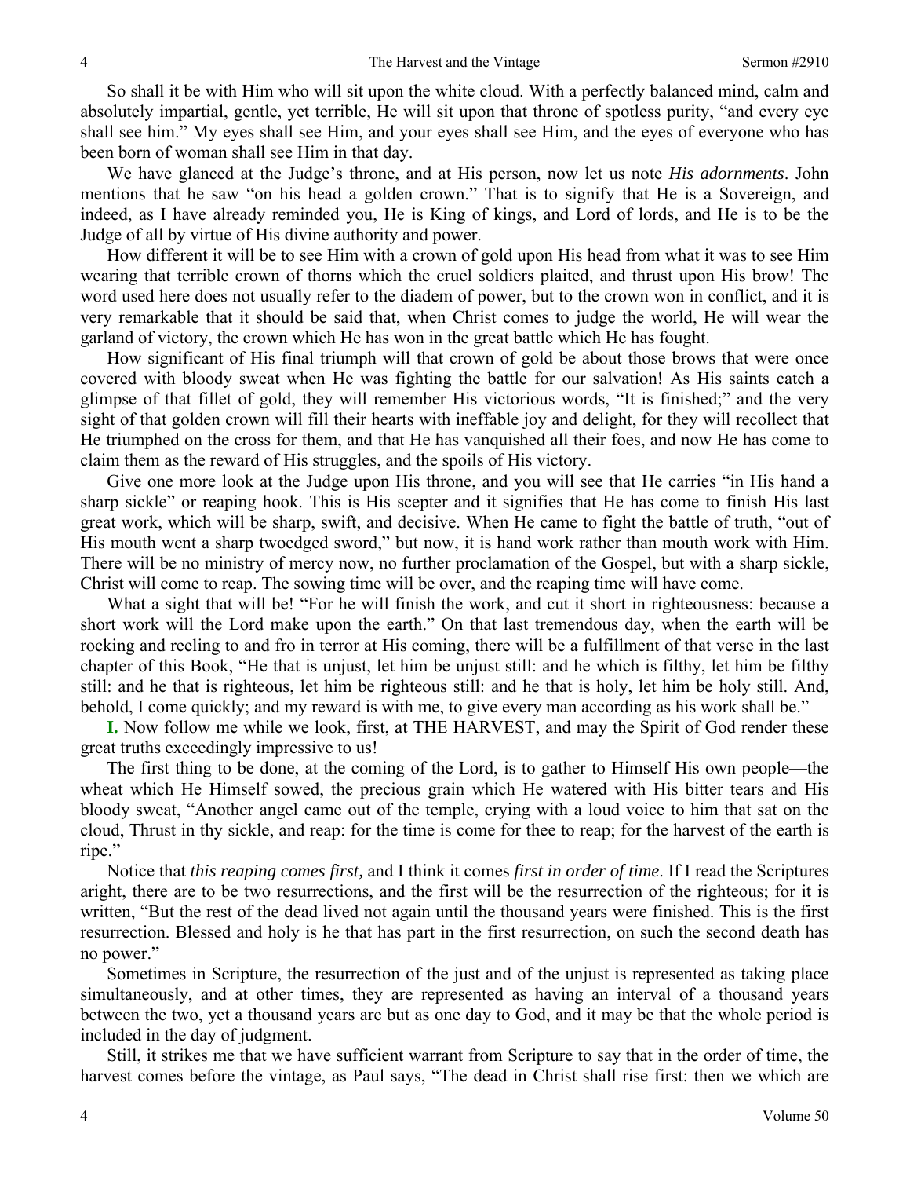So shall it be with Him who will sit upon the white cloud. With a perfectly balanced mind, calm and absolutely impartial, gentle, yet terrible, He will sit upon that throne of spotless purity, "and every eye shall see him." My eyes shall see Him, and your eyes shall see Him, and the eyes of everyone who has been born of woman shall see Him in that day.

We have glanced at the Judge's throne, and at His person, now let us note *His adornments*. John mentions that he saw "on his head a golden crown." That is to signify that He is a Sovereign, and indeed, as I have already reminded you, He is King of kings, and Lord of lords, and He is to be the Judge of all by virtue of His divine authority and power.

How different it will be to see Him with a crown of gold upon His head from what it was to see Him wearing that terrible crown of thorns which the cruel soldiers plaited, and thrust upon His brow! The word used here does not usually refer to the diadem of power, but to the crown won in conflict, and it is very remarkable that it should be said that, when Christ comes to judge the world, He will wear the garland of victory, the crown which He has won in the great battle which He has fought.

How significant of His final triumph will that crown of gold be about those brows that were once covered with bloody sweat when He was fighting the battle for our salvation! As His saints catch a glimpse of that fillet of gold, they will remember His victorious words, "It is finished;" and the very sight of that golden crown will fill their hearts with ineffable joy and delight, for they will recollect that He triumphed on the cross for them, and that He has vanquished all their foes, and now He has come to claim them as the reward of His struggles, and the spoils of His victory.

Give one more look at the Judge upon His throne, and you will see that He carries "in His hand a sharp sickle" or reaping hook. This is His scepter and it signifies that He has come to finish His last great work, which will be sharp, swift, and decisive. When He came to fight the battle of truth, "out of His mouth went a sharp twoedged sword," but now, it is hand work rather than mouth work with Him. There will be no ministry of mercy now, no further proclamation of the Gospel, but with a sharp sickle, Christ will come to reap. The sowing time will be over, and the reaping time will have come.

What a sight that will be! "For he will finish the work, and cut it short in righteousness: because a short work will the Lord make upon the earth." On that last tremendous day, when the earth will be rocking and reeling to and fro in terror at His coming, there will be a fulfillment of that verse in the last chapter of this Book, "He that is unjust, let him be unjust still: and he which is filthy, let him be filthy still: and he that is righteous, let him be righteous still: and he that is holy, let him be holy still. And, behold, I come quickly; and my reward is with me, to give every man according as his work shall be."

**I.** Now follow me while we look, first, at THE HARVEST, and may the Spirit of God render these great truths exceedingly impressive to us!

The first thing to be done, at the coming of the Lord, is to gather to Himself His own people—the wheat which He Himself sowed, the precious grain which He watered with His bitter tears and His bloody sweat, "Another angel came out of the temple, crying with a loud voice to him that sat on the cloud, Thrust in thy sickle, and reap: for the time is come for thee to reap; for the harvest of the earth is ripe."

Notice that *this reaping comes first,* and I think it comes *first in order of time*. If I read the Scriptures aright, there are to be two resurrections, and the first will be the resurrection of the righteous; for it is written, "But the rest of the dead lived not again until the thousand years were finished. This is the first resurrection. Blessed and holy is he that has part in the first resurrection, on such the second death has no power."

Sometimes in Scripture, the resurrection of the just and of the unjust is represented as taking place simultaneously, and at other times, they are represented as having an interval of a thousand years between the two, yet a thousand years are but as one day to God, and it may be that the whole period is included in the day of judgment.

Still, it strikes me that we have sufficient warrant from Scripture to say that in the order of time, the harvest comes before the vintage, as Paul says, "The dead in Christ shall rise first: then we which are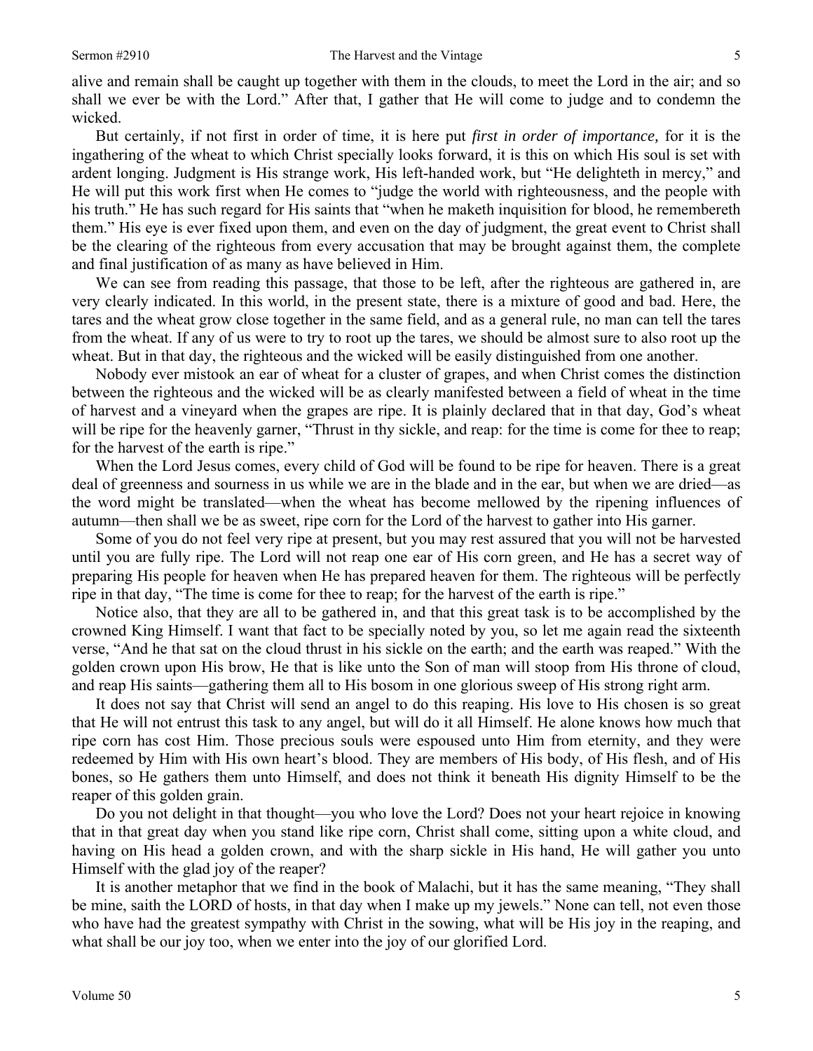alive and remain shall be caught up together with them in the clouds, to meet the Lord in the air; and so shall we ever be with the Lord." After that, I gather that He will come to judge and to condemn the wicked.

But certainly, if not first in order of time, it is here put *first in order of importance,* for it is the ingathering of the wheat to which Christ specially looks forward, it is this on which His soul is set with ardent longing. Judgment is His strange work, His left-handed work, but "He delighteth in mercy," and He will put this work first when He comes to "judge the world with righteousness, and the people with his truth." He has such regard for His saints that "when he maketh inquisition for blood, he remembereth them." His eye is ever fixed upon them, and even on the day of judgment, the great event to Christ shall be the clearing of the righteous from every accusation that may be brought against them, the complete and final justification of as many as have believed in Him.

We can see from reading this passage, that those to be left, after the righteous are gathered in, are very clearly indicated. In this world, in the present state, there is a mixture of good and bad. Here, the tares and the wheat grow close together in the same field, and as a general rule, no man can tell the tares from the wheat. If any of us were to try to root up the tares, we should be almost sure to also root up the wheat. But in that day, the righteous and the wicked will be easily distinguished from one another.

Nobody ever mistook an ear of wheat for a cluster of grapes, and when Christ comes the distinction between the righteous and the wicked will be as clearly manifested between a field of wheat in the time of harvest and a vineyard when the grapes are ripe. It is plainly declared that in that day, God's wheat will be ripe for the heavenly garner, "Thrust in thy sickle, and reap: for the time is come for thee to reap; for the harvest of the earth is ripe."

When the Lord Jesus comes, every child of God will be found to be ripe for heaven. There is a great deal of greenness and sourness in us while we are in the blade and in the ear, but when we are dried—as the word might be translated—when the wheat has become mellowed by the ripening influences of autumn—then shall we be as sweet, ripe corn for the Lord of the harvest to gather into His garner.

Some of you do not feel very ripe at present, but you may rest assured that you will not be harvested until you are fully ripe. The Lord will not reap one ear of His corn green, and He has a secret way of preparing His people for heaven when He has prepared heaven for them. The righteous will be perfectly ripe in that day, "The time is come for thee to reap; for the harvest of the earth is ripe."

Notice also, that they are all to be gathered in, and that this great task is to be accomplished by the crowned King Himself. I want that fact to be specially noted by you, so let me again read the sixteenth verse, "And he that sat on the cloud thrust in his sickle on the earth; and the earth was reaped." With the golden crown upon His brow, He that is like unto the Son of man will stoop from His throne of cloud, and reap His saints—gathering them all to His bosom in one glorious sweep of His strong right arm.

It does not say that Christ will send an angel to do this reaping. His love to His chosen is so great that He will not entrust this task to any angel, but will do it all Himself. He alone knows how much that ripe corn has cost Him. Those precious souls were espoused unto Him from eternity, and they were redeemed by Him with His own heart's blood. They are members of His body, of His flesh, and of His bones, so He gathers them unto Himself, and does not think it beneath His dignity Himself to be the reaper of this golden grain.

Do you not delight in that thought—you who love the Lord? Does not your heart rejoice in knowing that in that great day when you stand like ripe corn, Christ shall come, sitting upon a white cloud, and having on His head a golden crown, and with the sharp sickle in His hand, He will gather you unto Himself with the glad joy of the reaper?

It is another metaphor that we find in the book of Malachi, but it has the same meaning, "They shall be mine, saith the LORD of hosts, in that day when I make up my jewels." None can tell, not even those who have had the greatest sympathy with Christ in the sowing, what will be His joy in the reaping, and what shall be our joy too, when we enter into the joy of our glorified Lord.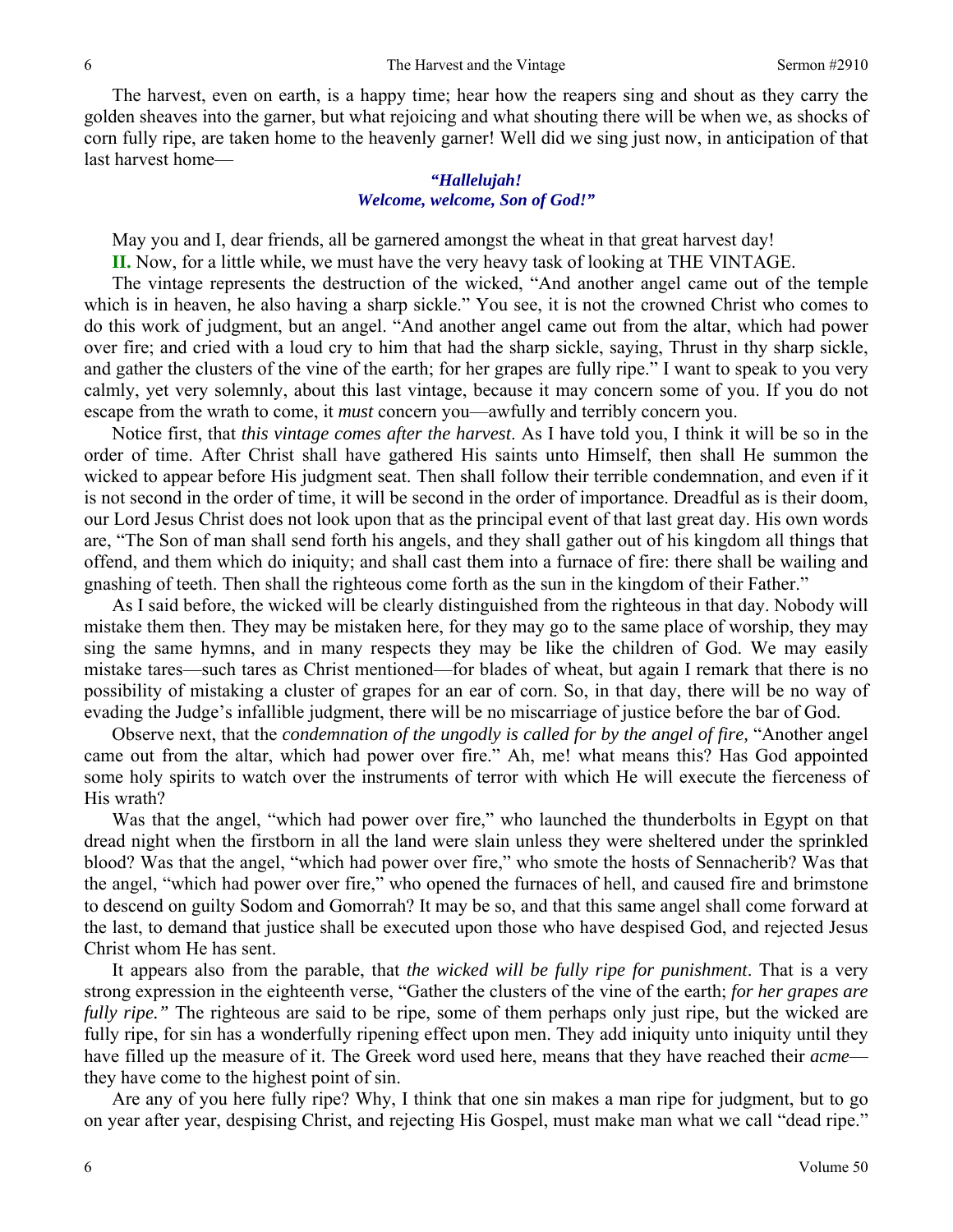The harvest, even on earth, is a happy time; hear how the reapers sing and shout as they carry the golden sheaves into the garner, but what rejoicing and what shouting there will be when we, as shocks of corn fully ripe, are taken home to the heavenly garner! Well did we sing just now, in anticipation of that last harvest home—

> ***"Hallelujah!***
> ***Welcome, welcome, Son of God!"***

May you and I, dear friends, all be garnered amongst the wheat in that great harvest day!

**II.** Now, for a little while, we must have the very heavy task of looking at THE VINTAGE.

The vintage represents the destruction of the wicked, "And another angel came out of the temple which is in heaven, he also having a sharp sickle." You see, it is not the crowned Christ who comes to do this work of judgment, but an angel. "And another angel came out from the altar, which had power over fire; and cried with a loud cry to him that had the sharp sickle, saying, Thrust in thy sharp sickle, and gather the clusters of the vine of the earth; for her grapes are fully ripe." I want to speak to you very calmly, yet very solemnly, about this last vintage, because it may concern some of you. If you do not escape from the wrath to come, it *must* concern you—awfully and terribly concern you.

Notice first, that *this vintage comes after the harvest*. As I have told you, I think it will be so in the order of time. After Christ shall have gathered His saints unto Himself, then shall He summon the wicked to appear before His judgment seat. Then shall follow their terrible condemnation, and even if it is not second in the order of time, it will be second in the order of importance. Dreadful as is their doom, our Lord Jesus Christ does not look upon that as the principal event of that last great day. His own words are, "The Son of man shall send forth his angels, and they shall gather out of his kingdom all things that offend, and them which do iniquity; and shall cast them into a furnace of fire: there shall be wailing and gnashing of teeth. Then shall the righteous come forth as the sun in the kingdom of their Father."

As I said before, the wicked will be clearly distinguished from the righteous in that day. Nobody will mistake them then. They may be mistaken here, for they may go to the same place of worship, they may sing the same hymns, and in many respects they may be like the children of God. We may easily mistake tares—such tares as Christ mentioned—for blades of wheat, but again I remark that there is no possibility of mistaking a cluster of grapes for an ear of corn. So, in that day, there will be no way of evading the Judge's infallible judgment, there will be no miscarriage of justice before the bar of God.

Observe next, that the *condemnation of the ungodly is called for by the angel of fire,* "Another angel came out from the altar, which had power over fire." Ah, me! what means this? Has God appointed some holy spirits to watch over the instruments of terror with which He will execute the fierceness of His wrath?

Was that the angel, "which had power over fire," who launched the thunderbolts in Egypt on that dread night when the firstborn in all the land were slain unless they were sheltered under the sprinkled blood? Was that the angel, "which had power over fire," who smote the hosts of Sennacherib? Was that the angel, "which had power over fire," who opened the furnaces of hell, and caused fire and brimstone to descend on guilty Sodom and Gomorrah? It may be so, and that this same angel shall come forward at the last, to demand that justice shall be executed upon those who have despised God, and rejected Jesus Christ whom He has sent.

It appears also from the parable, that *the wicked will be fully ripe for punishment*. That is a very strong expression in the eighteenth verse, "Gather the clusters of the vine of the earth; *for her grapes are fully ripe."* The righteous are said to be ripe, some of them perhaps only just ripe, but the wicked are fully ripe, for sin has a wonderfully ripening effect upon men. They add iniquity unto iniquity until they have filled up the measure of it. The Greek word used here, means that they have reached their *acme*—they have come to the highest point of sin.

Are any of you here fully ripe? Why, I think that one sin makes a man ripe for judgment, but to go on year after year, despising Christ, and rejecting His Gospel, must make man what we call "dead ripe."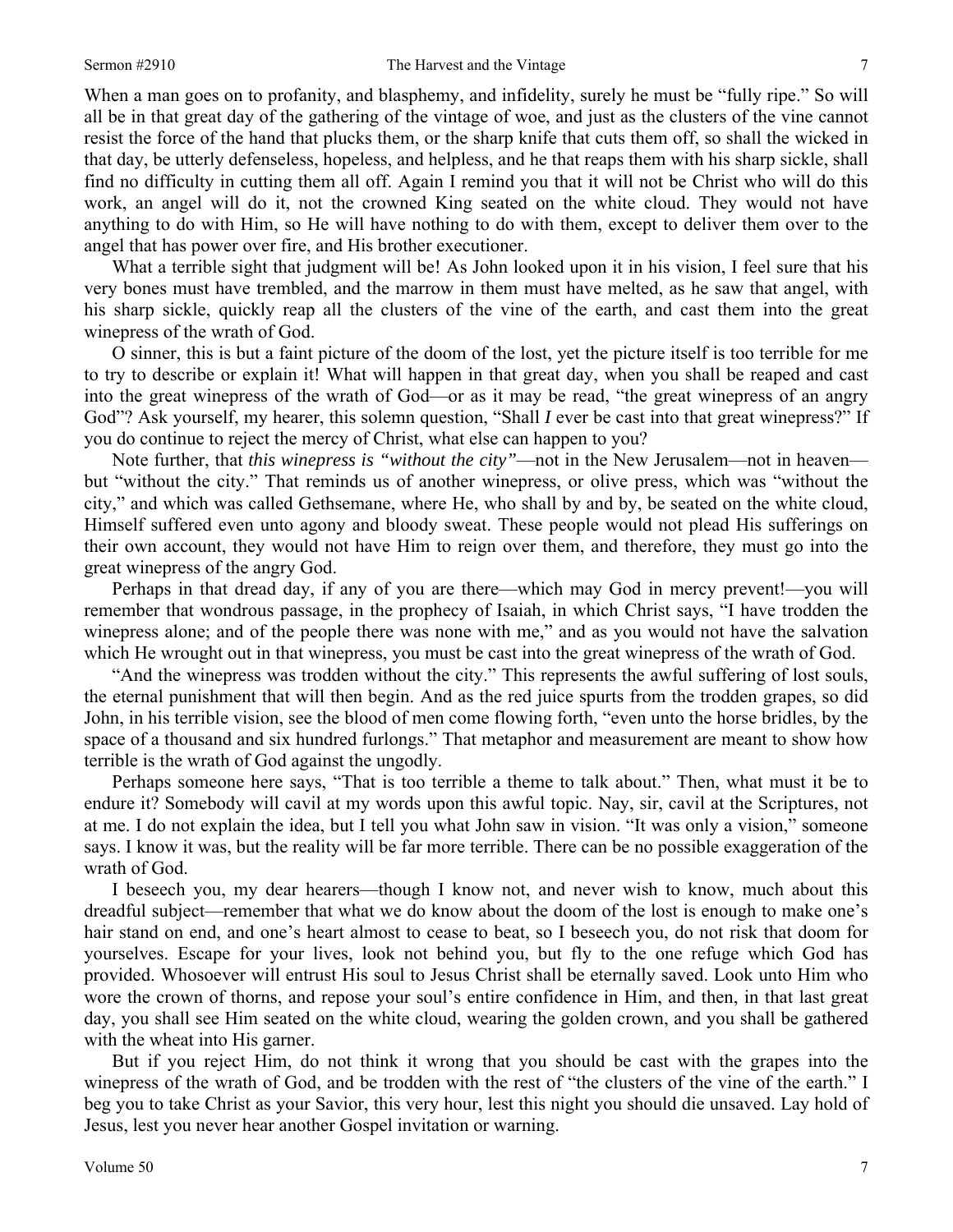When a man goes on to profanity, and blasphemy, and infidelity, surely he must be "fully ripe." So will all be in that great day of the gathering of the vintage of woe, and just as the clusters of the vine cannot resist the force of the hand that plucks them, or the sharp knife that cuts them off, so shall the wicked in that day, be utterly defenseless, hopeless, and helpless, and he that reaps them with his sharp sickle, shall find no difficulty in cutting them all off. Again I remind you that it will not be Christ who will do this work, an angel will do it, not the crowned King seated on the white cloud. They would not have anything to do with Him, so He will have nothing to do with them, except to deliver them over to the angel that has power over fire, and His brother executioner.

What a terrible sight that judgment will be! As John looked upon it in his vision, I feel sure that his very bones must have trembled, and the marrow in them must have melted, as he saw that angel, with his sharp sickle, quickly reap all the clusters of the vine of the earth, and cast them into the great winepress of the wrath of God.

O sinner, this is but a faint picture of the doom of the lost, yet the picture itself is too terrible for me to try to describe or explain it! What will happen in that great day, when you shall be reaped and cast into the great winepress of the wrath of God—or as it may be read, "the great winepress of an angry God"? Ask yourself, my hearer, this solemn question, "Shall *I* ever be cast into that great winepress?" If you do continue to reject the mercy of Christ, what else can happen to you?

Note further, that *this winepress is "without the city"*—not in the New Jerusalem—not in heaven—but "without the city." That reminds us of another winepress, or olive press, which was "without the city," and which was called Gethsemane, where He, who shall by and by, be seated on the white cloud, Himself suffered even unto agony and bloody sweat. These people would not plead His sufferings on their own account, they would not have Him to reign over them, and therefore, they must go into the great winepress of the angry God.

Perhaps in that dread day, if any of you are there—which may God in mercy prevent!—you will remember that wondrous passage, in the prophecy of Isaiah, in which Christ says, "I have trodden the winepress alone; and of the people there was none with me," and as you would not have the salvation which He wrought out in that winepress, you must be cast into the great winepress of the wrath of God.

"And the winepress was trodden without the city." This represents the awful suffering of lost souls, the eternal punishment that will then begin. And as the red juice spurts from the trodden grapes, so did John, in his terrible vision, see the blood of men come flowing forth, "even unto the horse bridles, by the space of a thousand and six hundred furlongs." That metaphor and measurement are meant to show how terrible is the wrath of God against the ungodly.

Perhaps someone here says, "That is too terrible a theme to talk about." Then, what must it be to endure it? Somebody will cavil at my words upon this awful topic. Nay, sir, cavil at the Scriptures, not at me. I do not explain the idea, but I tell you what John saw in vision. "It was only a vision," someone says. I know it was, but the reality will be far more terrible. There can be no possible exaggeration of the wrath of God.

I beseech you, my dear hearers—though I know not, and never wish to know, much about this dreadful subject—remember that what we do know about the doom of the lost is enough to make one's hair stand on end, and one's heart almost to cease to beat, so I beseech you, do not risk that doom for yourselves. Escape for your lives, look not behind you, but fly to the one refuge which God has provided. Whosoever will entrust His soul to Jesus Christ shall be eternally saved. Look unto Him who wore the crown of thorns, and repose your soul's entire confidence in Him, and then, in that last great day, you shall see Him seated on the white cloud, wearing the golden crown, and you shall be gathered with the wheat into His garner.

But if you reject Him, do not think it wrong that you should be cast with the grapes into the winepress of the wrath of God, and be trodden with the rest of "the clusters of the vine of the earth." I beg you to take Christ as your Savior, this very hour, lest this night you should die unsaved. Lay hold of Jesus, lest you never hear another Gospel invitation or warning.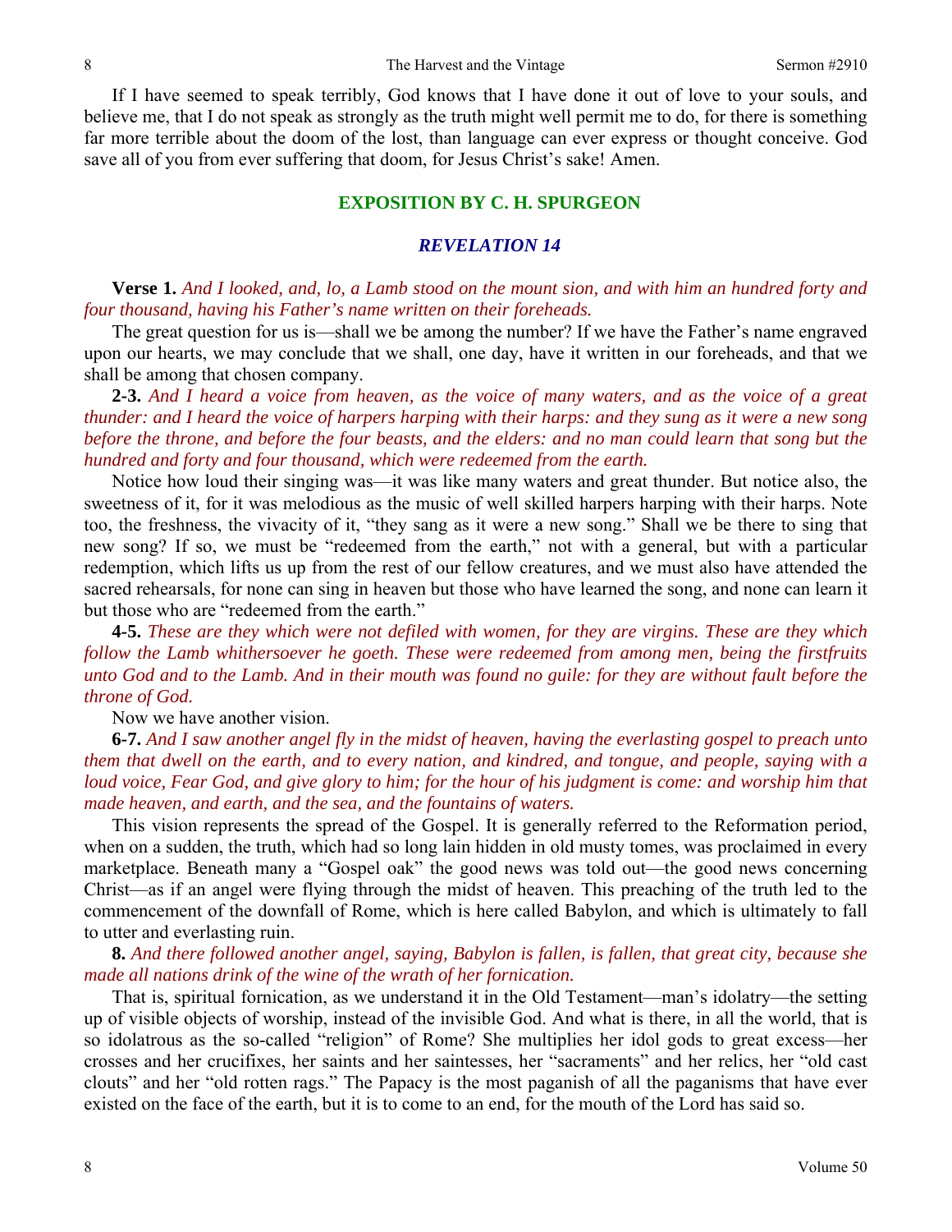If I have seemed to speak terribly, God knows that I have done it out of love to your souls, and believe me, that I do not speak as strongly as the truth might well permit me to do, for there is something far more terrible about the doom of the lost, than language can ever express or thought conceive. God save all of you from ever suffering that doom, for Jesus Christ's sake! Amen.

## EXPOSITION BY C. H. SPURGEON

### *REVELATION 14*

**Verse 1.** *And I looked, and, lo, a Lamb stood on the mount sion, and with him an hundred forty and four thousand, having his Father's name written on their foreheads.*

The great question for us is—shall we be among the number? If we have the Father's name engraved upon our hearts, we may conclude that we shall, one day, have it written in our foreheads, and that we shall be among that chosen company.

**2-3.** *And I heard a voice from heaven, as the voice of many waters, and as the voice of a great thunder: and I heard the voice of harpers harping with their harps: and they sung as it were a new song before the throne, and before the four beasts, and the elders: and no man could learn that song but the hundred and forty and four thousand, which were redeemed from the earth.*

Notice how loud their singing was—it was like many waters and great thunder. But notice also, the sweetness of it, for it was melodious as the music of well skilled harpers harping with their harps. Note too, the freshness, the vivacity of it, "they sang as it were a new song." Shall we be there to sing that new song? If so, we must be "redeemed from the earth," not with a general, but with a particular redemption, which lifts us up from the rest of our fellow creatures, and we must also have attended the sacred rehearsals, for none can sing in heaven but those who have learned the song, and none can learn it but those who are "redeemed from the earth."

**4-5.** *These are they which were not defiled with women, for they are virgins. These are they which follow the Lamb whithersoever he goeth. These were redeemed from among men, being the firstfruits unto God and to the Lamb. And in their mouth was found no guile: for they are without fault before the throne of God.*

Now we have another vision.

**6-7.** *And I saw another angel fly in the midst of heaven, having the everlasting gospel to preach unto them that dwell on the earth, and to every nation, and kindred, and tongue, and people, saying with a loud voice, Fear God, and give glory to him; for the hour of his judgment is come: and worship him that made heaven, and earth, and the sea, and the fountains of waters.*

This vision represents the spread of the Gospel. It is generally referred to the Reformation period, when on a sudden, the truth, which had so long lain hidden in old musty tomes, was proclaimed in every marketplace. Beneath many a "Gospel oak" the good news was told out—the good news concerning Christ—as if an angel were flying through the midst of heaven. This preaching of the truth led to the commencement of the downfall of Rome, which is here called Babylon, and which is ultimately to fall to utter and everlasting ruin.

**8.** *And there followed another angel, saying, Babylon is fallen, is fallen, that great city, because she made all nations drink of the wine of the wrath of her fornication.*

That is, spiritual fornication, as we understand it in the Old Testament—man's idolatry—the setting up of visible objects of worship, instead of the invisible God. And what is there, in all the world, that is so idolatrous as the so-called "religion" of Rome? She multiplies her idol gods to great excess—her crosses and her crucifixes, her saints and her saintesses, her "sacraments" and her relics, her "old cast clouts" and her "old rotten rags." The Papacy is the most paganish of all the paganisms that have ever existed on the face of the earth, but it is to come to an end, for the mouth of the Lord has said so.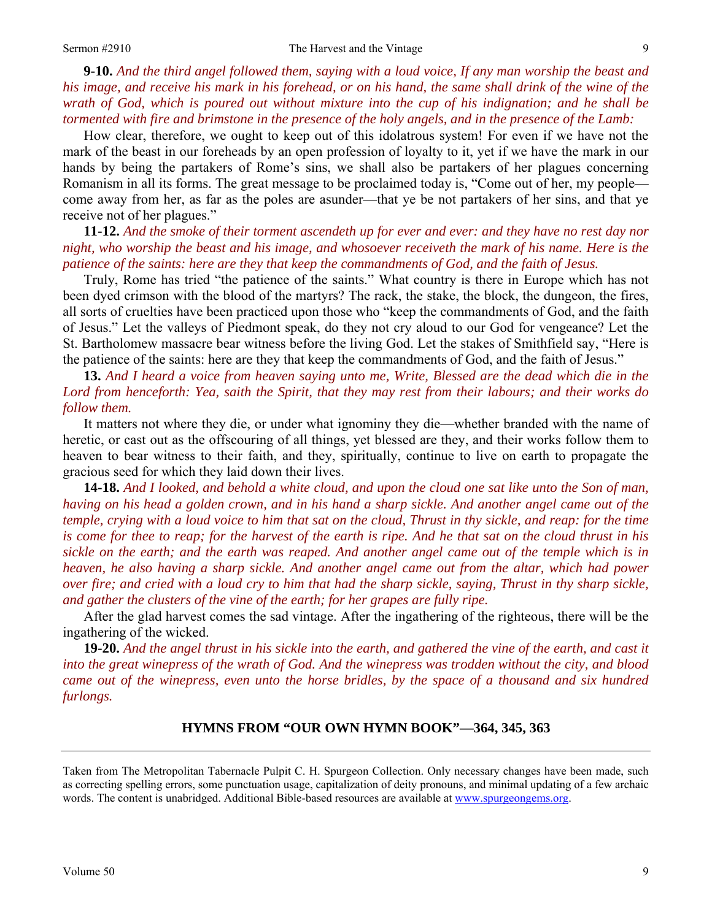**9-10.** *And the third angel followed them, saying with a loud voice, If any man worship the beast and his image, and receive his mark in his forehead, or on his hand, the same shall drink of the wine of the wrath of God, which is poured out without mixture into the cup of his indignation; and he shall be tormented with fire and brimstone in the presence of the holy angels, and in the presence of the Lamb:*

How clear, therefore, we ought to keep out of this idolatrous system! For even if we have not the mark of the beast in our foreheads by an open profession of loyalty to it, yet if we have the mark in our hands by being the partakers of Rome's sins, we shall also be partakers of her plagues concerning Romanism in all its forms. The great message to be proclaimed today is, "Come out of her, my people—come away from her, as far as the poles are asunder—that ye be not partakers of her sins, and that ye receive not of her plagues."

**11-12.** *And the smoke of their torment ascendeth up for ever and ever: and they have no rest day nor night, who worship the beast and his image, and whosoever receiveth the mark of his name. Here is the patience of the saints: here are they that keep the commandments of God, and the faith of Jesus.*

Truly, Rome has tried "the patience of the saints." What country is there in Europe which has not been dyed crimson with the blood of the martyrs? The rack, the stake, the block, the dungeon, the fires, all sorts of cruelties have been practiced upon those who "keep the commandments of God, and the faith of Jesus." Let the valleys of Piedmont speak, do they not cry aloud to our God for vengeance? Let the St. Bartholomew massacre bear witness before the living God. Let the stakes of Smithfield say, "Here is the patience of the saints: here are they that keep the commandments of God, and the faith of Jesus."

**13.** *And I heard a voice from heaven saying unto me, Write, Blessed are the dead which die in the Lord from henceforth: Yea, saith the Spirit, that they may rest from their labours; and their works do follow them.*

It matters not where they die, or under what ignominy they die—whether branded with the name of heretic, or cast out as the offscouring of all things, yet blessed are they, and their works follow them to heaven to bear witness to their faith, and they, spiritually, continue to live on earth to propagate the gracious seed for which they laid down their lives.

**14-18.** *And I looked, and behold a white cloud, and upon the cloud one sat like unto the Son of man, having on his head a golden crown, and in his hand a sharp sickle. And another angel came out of the temple, crying with a loud voice to him that sat on the cloud, Thrust in thy sickle, and reap: for the time is come for thee to reap; for the harvest of the earth is ripe. And he that sat on the cloud thrust in his sickle on the earth; and the earth was reaped. And another angel came out of the temple which is in heaven, he also having a sharp sickle. And another angel came out from the altar, which had power over fire; and cried with a loud cry to him that had the sharp sickle, saying, Thrust in thy sharp sickle, and gather the clusters of the vine of the earth; for her grapes are fully ripe.*

After the glad harvest comes the sad vintage. After the ingathering of the righteous, there will be the ingathering of the wicked.

**19-20.** *And the angel thrust in his sickle into the earth, and gathered the vine of the earth, and cast it into the great winepress of the wrath of God. And the winepress was trodden without the city, and blood came out of the winepress, even unto the horse bridles, by the space of a thousand and six hundred furlongs.*

**HYMNS FROM "OUR OWN HYMN BOOK"—364, 345, 363**

---

Taken from The Metropolitan Tabernacle Pulpit C. H. Spurgeon Collection. Only necessary changes have been made, such as correcting spelling errors, some punctuation usage, capitalization of deity pronouns, and minimal updating of a few archaic words. The content is unabridged. Additional Bible-based resources are available at www.spurgeongems.org.